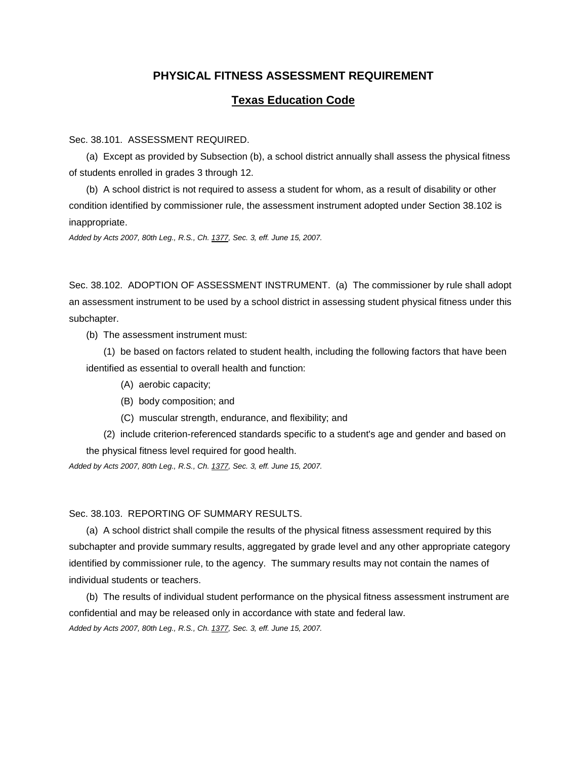## PHYSICAL FITNESS ASSESSMENT REQUIREMENT

### Texas Education Code

Sec. 38.101. ASSESSMENT REQUIRED.

(a) Except as provided by Subsection (b), a school district annually shall assess the physical fitness of students enrolled in grades 3 through 12.

(b) A school district is not required to assess a student for whom, as a result of disability or other condition identified by commissioner rule, the assessment instrument adopted under Section 38.102 is inappropriate.

*Added by Acts 2007, 80th Leg., R.S., Ch. 1377, Sec. 3, eff. June 15, 2007.*

Sec. 38.102. ADOPTION OF ASSESSMENT INSTRUMENT. (a) The commissioner by rule shall adopt an assessment instrument to be used by a school district in assessing student physical fitness under this subchapter.

(b) The assessment instrument must:

(1) be based on factors related to student health, including the following factors that have been identified as essential to overall health and function:

(A) aerobic capacity;

(B) body composition; and

(C) muscular strength, endurance, and flexibility; and

(2) include criterion-referenced standards specific to a student's age and gender and based on the physical fitness level required for good health.

*Added by Acts 2007, 80th Leg., R.S., Ch. 1377, Sec. 3, eff. June 15, 2007.*

Sec. 38.103. REPORTING OF SUMMARY RESULTS.

(a) A school district shall compile the results of the physical fitness assessment required by this subchapter and provide summary results, aggregated by grade level and any other appropriate category identified by commissioner rule, to the agency. The summary results may not contain the names of individual students or teachers.

(b) The results of individual student performance on the physical fitness assessment instrument are confidential and may be released only in accordance with state and federal law.

*Added by Acts 2007, 80th Leg., R.S., Ch. 1377, Sec. 3, eff. June 15, 2007.*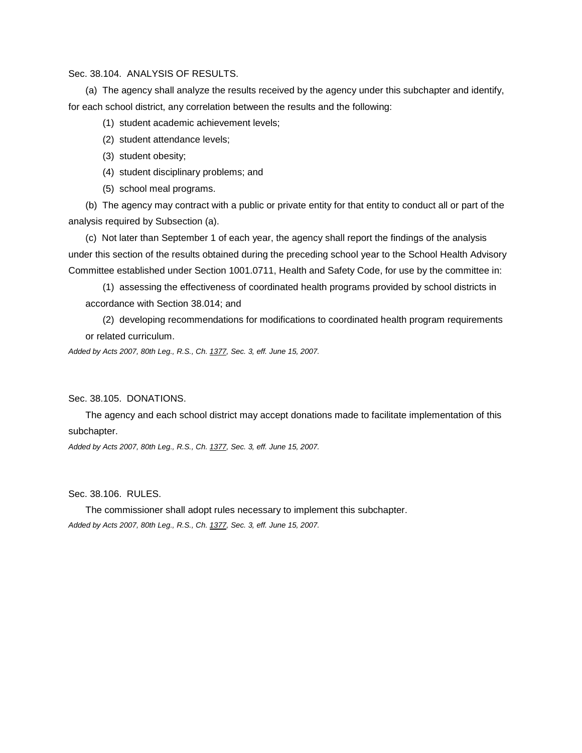Sec. 38.104. ANALYSIS OF RESULTS.

(a) The agency shall analyze the results received by the agency under this subchapter and identify, for each school district, any correlation between the results and the following:

(1) student academic achievement levels;

(2) student attendance levels;

(3) student obesity;

(4) student disciplinary problems; and

(5) school meal programs.

(b) The agency may contract with a public or private entity for that entity to conduct all or part of the analysis required by Subsection (a).

(c) Not later than September 1 of each year, the agency shall report the findings of the analysis under this section of the results obtained during the preceding school year to the School Health Advisory Committee established under Section 1001.0711, Health and Safety Code, for use by the committee in:

(1) assessing the effectiveness of coordinated health programs provided by school districts in accordance with Section 38.014; and

(2) developing recommendations for modifications to coordinated health program requirements or related curriculum.

*Added by Acts 2007, 80th Leg., R.S., Ch. 1377, Sec. 3, eff. June 15, 2007.*

Sec. 38.105. DONATIONS.

The agency and each school district may accept donations made to facilitate implementation of this subchapter.

*Added by Acts 2007, 80th Leg., R.S., Ch. 1377, Sec. 3, eff. June 15, 2007.*

Sec. 38.106. RULES.

The commissioner shall adopt rules necessary to implement this subchapter.

*Added by Acts 2007, 80th Leg., R.S., Ch. 1377, Sec. 3, eff. June 15, 2007.*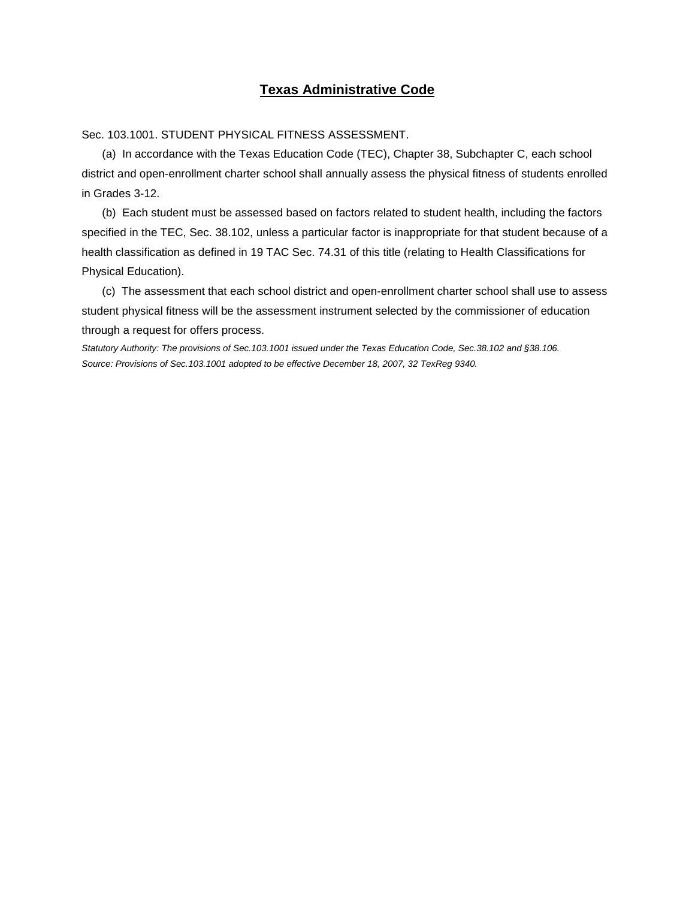# Texas Administrative Code

Sec. 103.1001. STUDENT PHYSICAL FITNESS ASSESSMENT.

(a) In accordance with the Texas Education Code (TEC), Chapter 38, Subchapter C, each school district and open-enrollment charter school shall annually assess the physical fitness of students enrolled in Grades 3-12.

(b) Each student must be assessed based on factors related to student health, including the factors specified in the TEC, Sec. 38.102, unless a particular factor is inappropriate for that student because of a health classification as defined in 19 TAC Sec. 74.31 of this title (relating to Health Classifications for Physical Education).

(c) The assessment that each school district and open-enrollment charter school shall use to assess student physical fitness will be the assessment instrument selected by the commissioner of education through a request for offers process.

*Statutory Authority: The provisions of Sec.103.1001 issued under the Texas Education Code, Sec.38.102 and §38.106.*
*Source: Provisions of Sec.103.1001 adopted to be effective December 18, 2007, 32 TexReg 9340.*